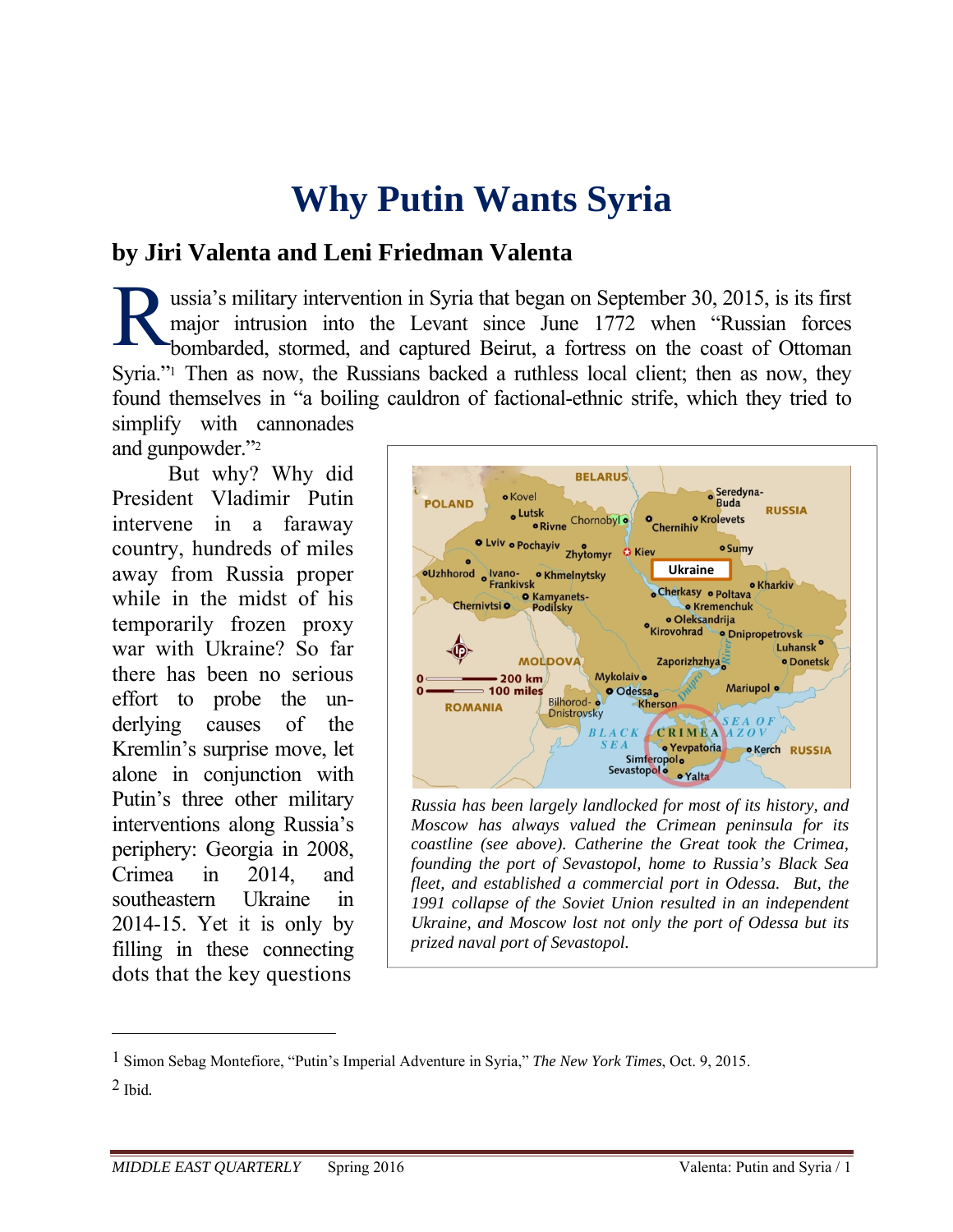# Why Putin Wants Syria

## by Jiri Valenta and Leni Friedman Valenta

Russia's military intervention in Syria that began on September 30, 2015, is its first major intrusion into the Levant since June 1772 when "Russian forces bombarded, stormed, and captured Beirut, a fortress on the coast of Ottoman Syria."[1] Then as now, the Russians backed a ruthless local client; then as now, they found themselves in "a boiling cauldron of factional-ethnic strife, which they tried to simplify with cannonades and gunpowder."[2]

But why? Why did President Vladimir Putin intervene in a faraway country, hundreds of miles away from Russia proper while in the midst of his temporarily frozen proxy war with Ukraine? So far there has been no serious effort to probe the underlying causes of the Kremlin's surprise move, let alone in conjunction with Putin's three other military interventions along Russia's periphery: Georgia in 2008, Crimea in 2014, and southeastern Ukraine in 2014-15. Yet it is only by filling in these connecting dots that the key questions

*Russia has been largely landlocked for most of its history, and Moscow has always valued the Crimean peninsula for its coastline (see above). Catherine the Great took the Crimea, founding the port of Sevastopol, home to Russia's Black Sea fleet, and established a commercial port in Odessa. But, the 1991 collapse of the Soviet Union resulted in an independent Ukraine, and Moscow lost not only the port of Odessa but its prized naval port of Sevastopol.*

---

1 Simon Sebag Montefiore, "Putin's Imperial Adventure in Syria," *The New York Times*, Oct. 9, 2015.

2 Ibid.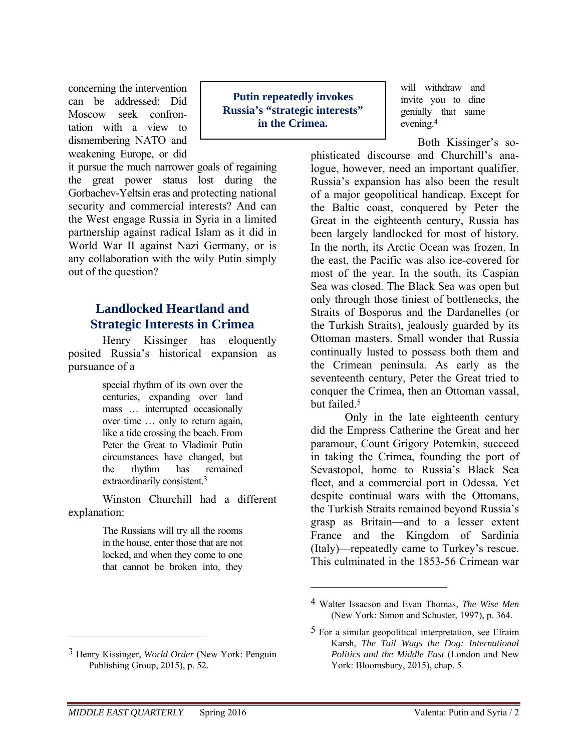concerning the intervention can be addressed: Did Moscow seek confrontation with a view to dismembering NATO and weakening Europe, or did it pursue the much narrower goals of regaining the great power status lost during the Gorbachev-Yeltsin eras and protecting national security and commercial interests? And can the West engage Russia in Syria in a limited partnership against radical Islam as it did in World War II against Nazi Germany, or is any collaboration with the wily Putin simply out of the question?

> **Putin repeatedly invokes Russia's "strategic interests" in the Crimea.**

## Landlocked Heartland and Strategic Interests in Crimea

Henry Kissinger has eloquently posited Russia's historical expansion as pursuance of a

> special rhythm of its own over the centuries, expanding over land mass … interrupted occasionally over time … only to return again, like a tide crossing the beach. From Peter the Great to Vladimir Putin circumstances have changed, but the rhythm has remained extraordinarily consistent.[3]

Winston Churchill had a different explanation:

> The Russians will try all the rooms in the house, enter those that are not locked, and when they come to one that cannot be broken into, they will withdraw and invite you to dine genially that same evening.[4]

Both Kissinger's sophisticated discourse and Churchill's analogue, however, need an important qualifier. Russia's expansion has also been the result of a major geopolitical handicap. Except for the Baltic coast, conquered by Peter the Great in the eighteenth century, Russia has been largely landlocked for most of history. In the north, its Arctic Ocean was frozen. In the east, the Pacific was also ice-covered for most of the year. In the south, its Caspian Sea was closed. The Black Sea was open but only through those tiniest of bottlenecks, the Straits of Bosporus and the Dardanelles (or the Turkish Straits), jealously guarded by its Ottoman masters. Small wonder that Russia continually lusted to possess both them and the Crimean peninsula. As early as the seventeenth century, Peter the Great tried to conquer the Crimea, then an Ottoman vassal, but failed.[5]

Only in the late eighteenth century did the Empress Catherine the Great and her paramour, Count Grigory Potemkin, succeed in taking the Crimea, founding the port of Sevastopol, home to Russia's Black Sea fleet, and a commercial port in Odessa. Yet despite continual wars with the Ottomans, the Turkish Straits remained beyond Russia's grasp as Britain—and to a lesser extent France and the Kingdom of Sardinia (Italy)—repeatedly came to Turkey's rescue. This culminated in the 1853-56 Crimean war

---

3 Henry Kissinger, *World Order* (New York: Penguin Publishing Group, 2015), p. 52.

4 Walter Issacson and Evan Thomas, *The Wise Men* (New York: Simon and Schuster, 1997), p. 364.

5 For a similar geopolitical interpretation, see Efraim Karsh, *The Tail Wags the Dog: International Politics and the Middle East* (London and New York: Bloomsbury, 2015), chap. 5.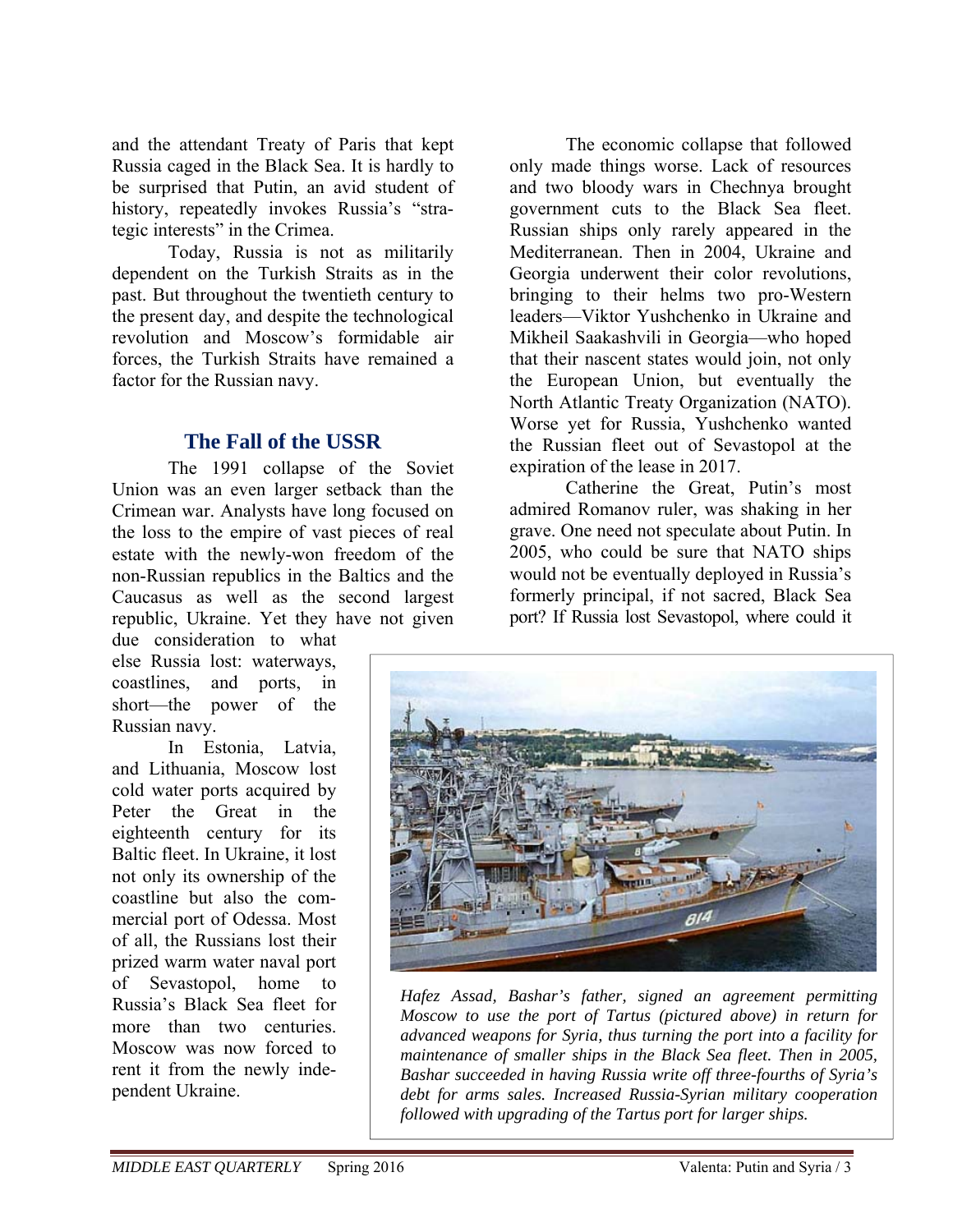and the attendant Treaty of Paris that kept Russia caged in the Black Sea. It is hardly to be surprised that Putin, an avid student of history, repeatedly invokes Russia's "strategic interests" in the Crimea.

Today, Russia is not as militarily dependent on the Turkish Straits as in the past. But throughout the twentieth century to the present day, and despite the technological revolution and Moscow's formidable air forces, the Turkish Straits have remained a factor for the Russian navy.

## The Fall of the USSR

The 1991 collapse of the Soviet Union was an even larger setback than the Crimean war. Analysts have long focused on the loss to the empire of vast pieces of real estate with the newly-won freedom of the non-Russian republics in the Baltics and the Caucasus as well as the second largest republic, Ukraine. Yet they have not given due consideration to what else Russia lost: waterways, coastlines, and ports, in short—the power of the Russian navy.

In Estonia, Latvia, and Lithuania, Moscow lost cold water ports acquired by Peter the Great in the eighteenth century for its Baltic fleet. In Ukraine, it lost not only its ownership of the coastline but also the commercial port of Odessa. Most of all, the Russians lost their prized warm water naval port of Sevastopol, home to Russia's Black Sea fleet for more than two centuries. Moscow was now forced to rent it from the newly independent Ukraine.

The economic collapse that followed only made things worse. Lack of resources and two bloody wars in Chechnya brought government cuts to the Black Sea fleet. Russian ships only rarely appeared in the Mediterranean. Then in 2004, Ukraine and Georgia underwent their color revolutions, bringing to their helms two pro-Western leaders—Viktor Yushchenko in Ukraine and Mikheil Saakashvili in Georgia—who hoped that their nascent states would join, not only the European Union, but eventually the North Atlantic Treaty Organization (NATO). Worse yet for Russia, Yushchenko wanted the Russian fleet out of Sevastopol at the expiration of the lease in 2017.

Catherine the Great, Putin's most admired Romanov ruler, was shaking in her grave. One need not speculate about Putin. In 2005, who could be sure that NATO ships would not be eventually deployed in Russia's formerly principal, if not sacred, Black Sea port? If Russia lost Sevastopol, where could it

*Hafez Assad, Bashar's father, signed an agreement permitting Moscow to use the port of Tartus (pictured above) in return for advanced weapons for Syria, thus turning the port into a facility for maintenance of smaller ships in the Black Sea fleet. Then in 2005, Bashar succeeded in having Russia write off three-fourths of Syria's debt for arms sales. Increased Russia-Syrian military cooperation followed with upgrading of the Tartus port for larger ships.*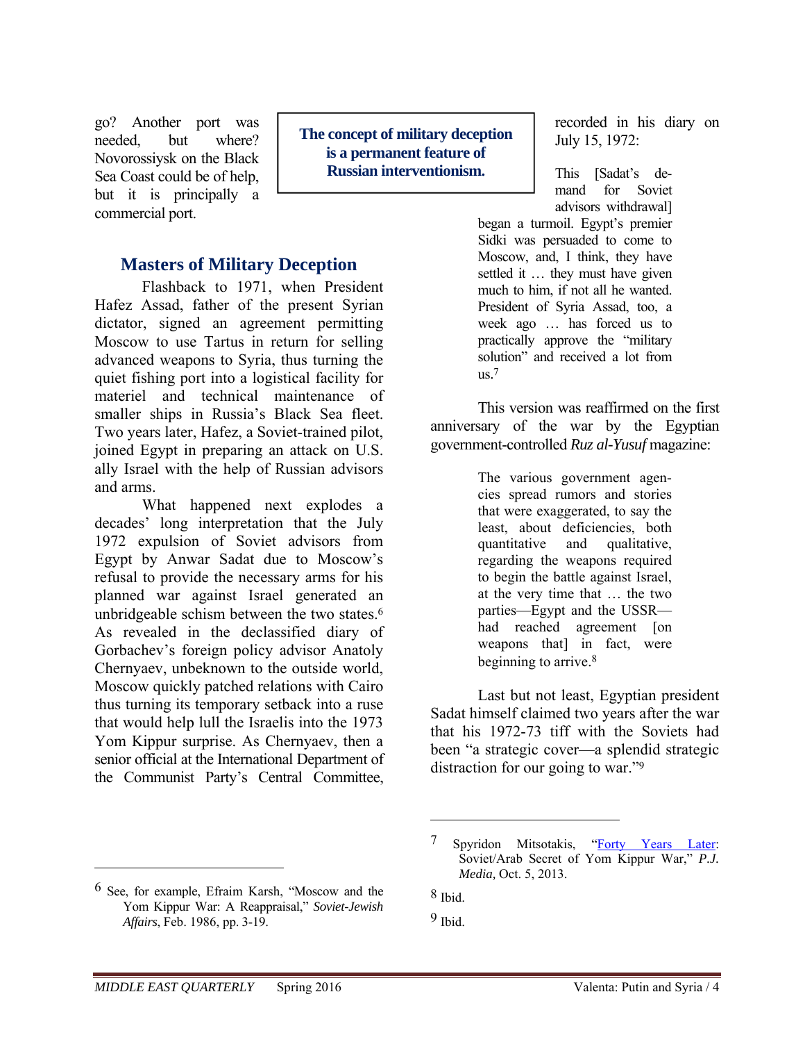go? Another port was needed, but where? Novorossiysk on the Black Sea Coast could be of help, but it is principally a commercial port.

**The concept of military deception is a permanent feature of Russian interventionism.**

## Masters of Military Deception

Flashback to 1971, when President Hafez Assad, father of the present Syrian dictator, signed an agreement permitting Moscow to use Tartus in return for selling advanced weapons to Syria, thus turning the quiet fishing port into a logistical facility for materiel and technical maintenance of smaller ships in Russia's Black Sea fleet. Two years later, Hafez, a Soviet-trained pilot, joined Egypt in preparing an attack on U.S. ally Israel with the help of Russian advisors and arms.

What happened next explodes a decades' long interpretation that the July 1972 expulsion of Soviet advisors from Egypt by Anwar Sadat due to Moscow's refusal to provide the necessary arms for his planned war against Israel generated an unbridgeable schism between the two states.[6] As revealed in the declassified diary of Gorbachev's foreign policy advisor Anatoly Chernyaev, unbeknown to the outside world, Moscow quickly patched relations with Cairo thus turning its temporary setback into a ruse that would help lull the Israelis into the 1973 Yom Kippur surprise. As Chernyaev, then a senior official at the International Department of the Communist Party's Central Committee, recorded in his diary on July 15, 1972:

> This [Sadat's demand for Soviet advisors withdrawal] began a turmoil. Egypt's premier Sidki was persuaded to come to Moscow, and, I think, they have settled it … they must have given much to him, if not all he wanted. President of Syria Assad, too, a week ago … has forced us to practically approve the "military solution" and received a lot from us.[7]

This version was reaffirmed on the first anniversary of the war by the Egyptian government-controlled *Ruz al-Yusuf* magazine:

> The various government agencies spread rumors and stories that were exaggerated, to say the least, about deficiencies, both quantitative and qualitative, regarding the weapons required to begin the battle against Israel, at the very time that … the two parties—Egypt and the USSR—had reached agreement [on weapons that] in fact, were beginning to arrive.[8]

Last but not least, Egyptian president Sadat himself claimed two years after the war that his 1972-73 tiff with the Soviets had been "a strategic cover—a splendid strategic distraction for our going to war."[9]

---

6 See, for example, Efraim Karsh, "Moscow and the Yom Kippur War: A Reappraisal," *Soviet-Jewish Affairs*, Feb. 1986, pp. 3-19.

7 Spyridon Mitsotakis, "Forty Years Later: Soviet/Arab Secret of Yom Kippur War," *P.J. Media,* Oct. 5, 2013.

8 Ibid.

9 Ibid.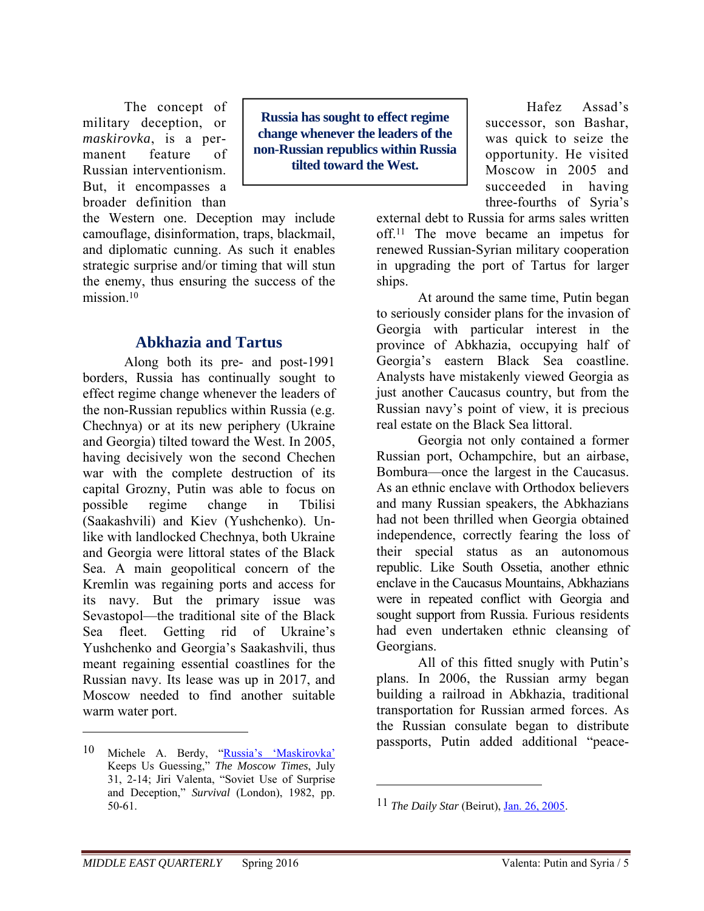The concept of military deception, or *maskirovka*, is a permanent feature of Russian interventionism. But, it encompasses a broader definition than the Western one. Deception may include camouflage, disinformation, traps, blackmail, and diplomatic cunning. As such it enables strategic surprise and/or timing that will stun the enemy, thus ensuring the success of the mission.[10]

**Russia has sought to effect regime change whenever the leaders of the non-Russian republics within Russia tilted toward the West.**

## Abkhazia and Tartus

Along both its pre- and post-1991 borders, Russia has continually sought to effect regime change whenever the leaders of the non-Russian republics within Russia (e.g. Chechnya) or at its new periphery (Ukraine and Georgia) tilted toward the West. In 2005, having decisively won the second Chechen war with the complete destruction of its capital Grozny, Putin was able to focus on possible regime change in Tbilisi (Saakashvili) and Kiev (Yushchenko). Unlike with landlocked Chechnya, both Ukraine and Georgia were littoral states of the Black Sea. A main geopolitical concern of the Kremlin was regaining ports and access for its navy. But the primary issue was Sevastopol—the traditional site of the Black Sea fleet. Getting rid of Ukraine's Yushchenko and Georgia's Saakashvili, thus meant regaining essential coastlines for the Russian navy. Its lease was up in 2017, and Moscow needed to find another suitable warm water port.

Hafez Assad's successor, son Bashar, was quick to seize the opportunity. He visited Moscow in 2005 and succeeded in having three-fourths of Syria's external debt to Russia for arms sales written off.[11] The move became an impetus for renewed Russian-Syrian military cooperation in upgrading the port of Tartus for larger ships.

At around the same time, Putin began to seriously consider plans for the invasion of Georgia with particular interest in the province of Abkhazia, occupying half of Georgia's eastern Black Sea coastline. Analysts have mistakenly viewed Georgia as just another Caucasus country, but from the Russian navy's point of view, it is precious real estate on the Black Sea littoral.

Georgia not only contained a former Russian port, Ochampchire, but an airbase, Bombura—once the largest in the Caucasus. As an ethnic enclave with Orthodox believers and many Russian speakers, the Abkhazians had not been thrilled when Georgia obtained independence, correctly fearing the loss of their special status as an autonomous republic. Like South Ossetia, another ethnic enclave in the Caucasus Mountains, Abkhazians were in repeated conflict with Georgia and sought support from Russia. Furious residents had even undertaken ethnic cleansing of Georgians.

All of this fitted snugly with Putin's plans. In 2006, the Russian army began building a railroad in Abkhazia, traditional transportation for Russian armed forces. As the Russian consulate began to distribute passports, Putin added additional "peace-

---

[10] Michele A. Berdy, "Russia's 'Maskirovka' Keeps Us Guessing," *The Moscow Times*, July 31, 2-14; Jiri Valenta, "Soviet Use of Surprise and Deception," *Survival* (London), 1982, pp. 50-61.

[11] *The Daily Star* (Beirut), Jan. 26, 2005.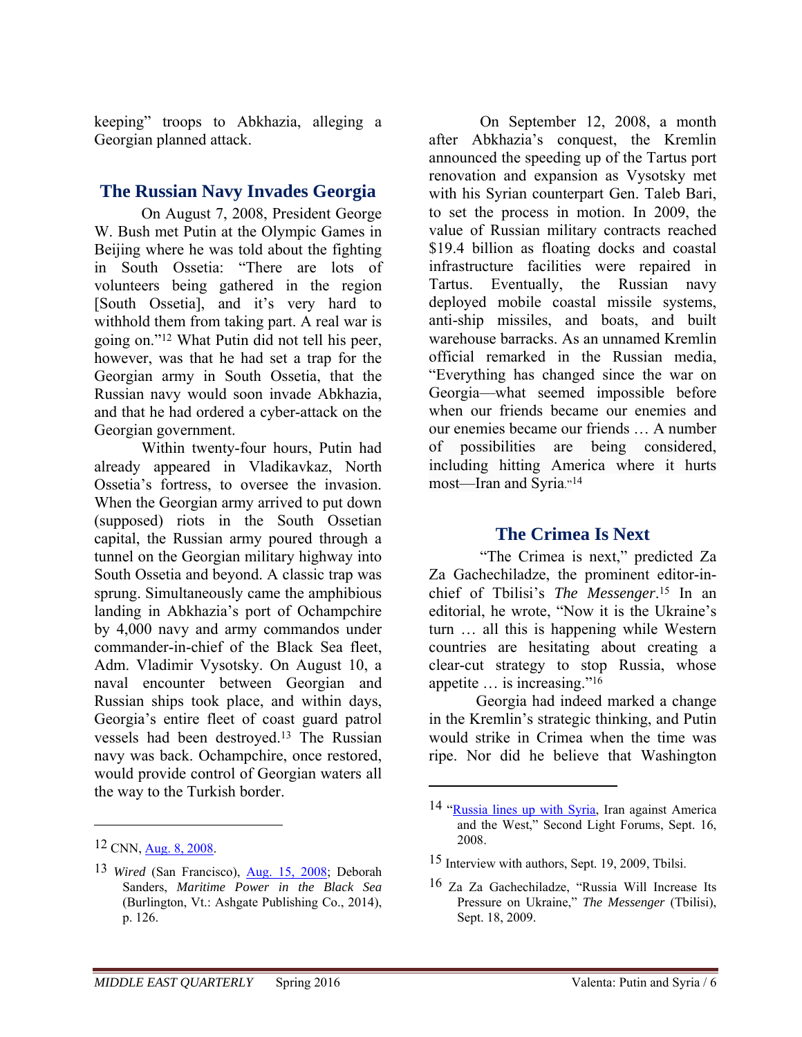keeping" troops to Abkhazia, alleging a Georgian planned attack.

## The Russian Navy Invades Georgia

On August 7, 2008, President George W. Bush met Putin at the Olympic Games in Beijing where he was told about the fighting in South Ossetia: "There are lots of volunteers being gathered in the region [South Ossetia], and it's very hard to withhold them from taking part. A real war is going on."[12] What Putin did not tell his peer, however, was that he had set a trap for the Georgian army in South Ossetia, that the Russian navy would soon invade Abkhazia, and that he had ordered a cyber-attack on the Georgian government.

Within twenty-four hours, Putin had already appeared in Vladikavkaz, North Ossetia's fortress, to oversee the invasion. When the Georgian army arrived to put down (supposed) riots in the South Ossetian capital, the Russian army poured through a tunnel on the Georgian military highway into South Ossetia and beyond. A classic trap was sprung. Simultaneously came the amphibious landing in Abkhazia's port of Ochampchire by 4,000 navy and army commandos under commander-in-chief of the Black Sea fleet, Adm. Vladimir Vysotsky. On August 10, a naval encounter between Georgian and Russian ships took place, and within days, Georgia's entire fleet of coast guard patrol vessels had been destroyed.[13] The Russian navy was back. Ochampchire, once restored, would provide control of Georgian waters all the way to the Turkish border.

On September 12, 2008, a month after Abkhazia's conquest, the Kremlin announced the speeding up of the Tartus port renovation and expansion as Vysotsky met with his Syrian counterpart Gen. Taleb Bari, to set the process in motion. In 2009, the value of Russian military contracts reached $19.4 billion as floating docks and coastal infrastructure facilities were repaired in Tartus. Eventually, the Russian navy deployed mobile coastal missile systems, anti-ship missiles, and boats, and built warehouse barracks. As an unnamed Kremlin official remarked in the Russian media, "Everything has changed since the war on Georgia—what seemed impossible before when our friends became our enemies and our enemies became our friends … A number of possibilities are being considered, including hitting America where it hurts most—Iran and Syria."[14]

## The Crimea Is Next

"The Crimea is next," predicted Za Za Gachechiladze, the prominent editor-in-chief of Tbilisi's *The Messenger*.[15] In an editorial, he wrote, "Now it is the Ukraine's turn … all this is happening while Western countries are hesitating about creating a clear-cut strategy to stop Russia, whose appetite … is increasing."[16]

Georgia had indeed marked a change in the Kremlin's strategic thinking, and Putin would strike in Crimea when the time was ripe. Nor did he believe that Washington

---

[12] CNN, Aug. 8, 2008.

[13] *Wired* (San Francisco), Aug. 15, 2008; Deborah Sanders, *Maritime Power in the Black Sea* (Burlington, Vt.: Ashgate Publishing Co., 2014), p. 126.

[14] "Russia lines up with Syria, Iran against America and the West," Second Light Forums, Sept. 16, 2008.

[15] Interview with authors, Sept. 19, 2009, Tbilsi.

[16] Za Za Gachechiladze, "Russia Will Increase Its Pressure on Ukraine," *The Messenger* (Tbilisi), Sept. 18, 2009.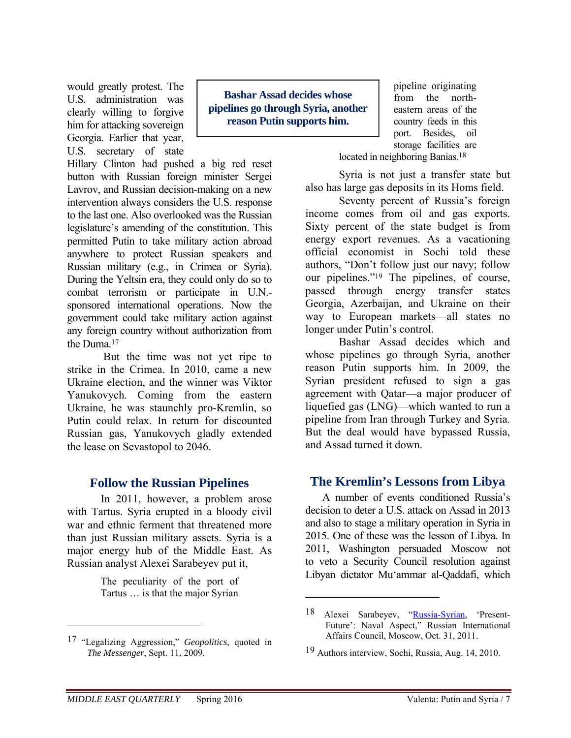would greatly protest. The U.S. administration was clearly willing to forgive him for attacking sovereign Georgia. Earlier that year, U.S. secretary of state Hillary Clinton had pushed a big red reset button with Russian foreign minister Sergei Lavrov, and Russian decision-making on a new intervention always considers the U.S. response to the last one. Also overlooked was the Russian legislature's amending of the constitution. This permitted Putin to take military action abroad anywhere to protect Russian speakers and Russian military (e.g., in Crimea or Syria). During the Yeltsin era, they could only do so to combat terrorism or participate in U.N.-sponsored international operations. Now the government could take military action against any foreign country without authorization from the Duma.[17]

But the time was not yet ripe to strike in the Crimea. In 2010, came a new Ukraine election, and the winner was Viktor Yanukovych. Coming from the eastern Ukraine, he was staunchly pro-Kremlin, so Putin could relax. In return for discounted Russian gas, Yanukovych gladly extended the lease on Sevastopol to 2046.

## Follow the Russian Pipelines

In 2011, however, a problem arose with Tartus. Syria erupted in a bloody civil war and ethnic ferment that threatened more than just Russian military assets. Syria is a major energy hub of the Middle East. As Russian analyst Alexei Sarabeyev put it,

> The peculiarity of the port of Tartus … is that the major Syrian pipeline originating from the north-eastern areas of the country feeds in this port. Besides, oil storage facilities are located in neighboring Banias.[18]

**Bashar Assad decides whose pipelines go through Syria, another reason Putin supports him.**

Syria is not just a transfer state but also has large gas deposits in its Homs field.

Seventy percent of Russia's foreign income comes from oil and gas exports. Sixty percent of the state budget is from energy export revenues. As a vacationing official economist in Sochi told these authors, "Don't follow just our navy; follow our pipelines."[19] The pipelines, of course, passed through energy transfer states Georgia, Azerbaijan, and Ukraine on their way to European markets—all states no longer under Putin's control.

Bashar Assad decides which and whose pipelines go through Syria, another reason Putin supports him. In 2009, the Syrian president refused to sign a gas agreement with Qatar—a major producer of liquefied gas (LNG)—which wanted to run a pipeline from Iran through Turkey and Syria. But the deal would have bypassed Russia, and Assad turned it down.

## The Kremlin's Lessons from Libya

A number of events conditioned Russia's decision to deter a U.S. attack on Assad in 2013 and also to stage a military operation in Syria in 2015. One of these was the lesson of Libya. In 2011, Washington persuaded Moscow not to veto a Security Council resolution against Libyan dictator Mu'ammar al-Qaddafi, which

---

[17] "Legalizing Aggression," *Geopolitics*, quoted in *The Messenger*, Sept. 11, 2009.

[18] Alexei Sarabeyev, "Russia-Syrian, 'Present-Future': Naval Aspect," Russian International Affairs Council, Moscow, Oct. 31, 2011.

[19] Authors interview, Sochi, Russia, Aug. 14, 2010.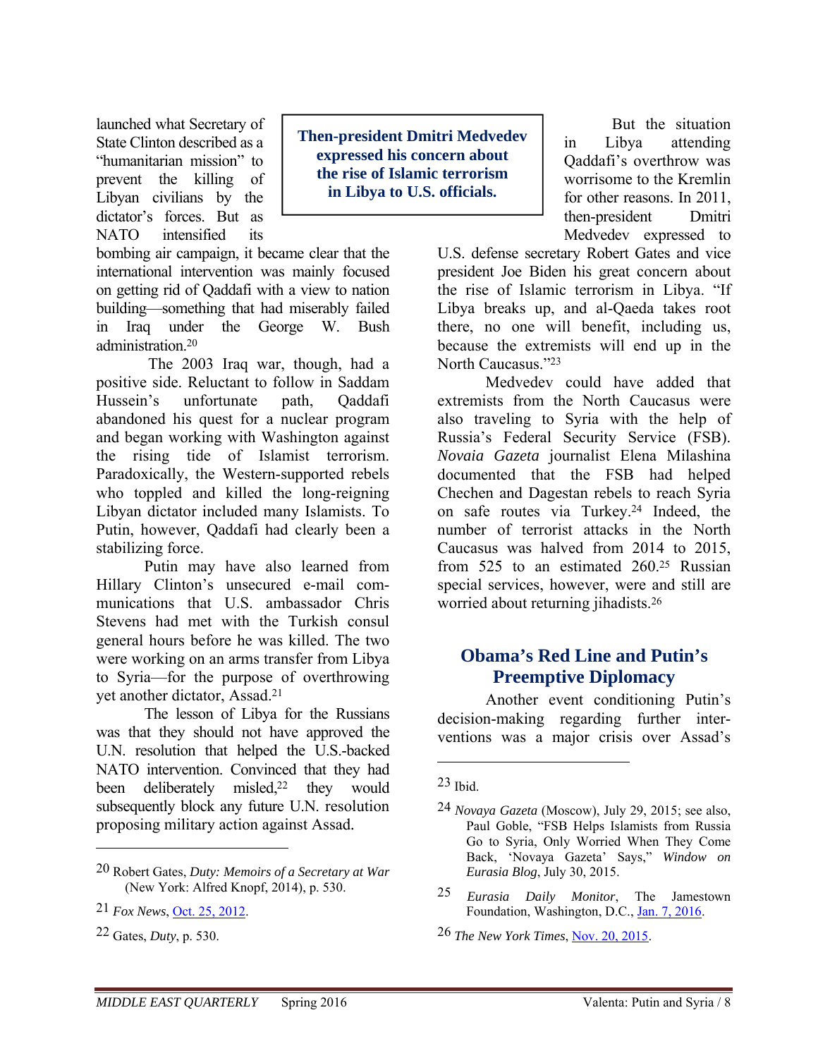launched what Secretary of State Clinton described as a "humanitarian mission" to prevent the killing of Libyan civilians by the dictator's forces. But as NATO intensified its bombing air campaign, it became clear that the international intervention was mainly focused on getting rid of Qaddafi with a view to nation building—something that had miserably failed in Iraq under the George W. Bush administration.[20]

The 2003 Iraq war, though, had a positive side. Reluctant to follow in Saddam Hussein's unfortunate path, Qaddafi abandoned his quest for a nuclear program and began working with Washington against the rising tide of Islamist terrorism. Paradoxically, the Western-supported rebels who toppled and killed the long-reigning Libyan dictator included many Islamists. To Putin, however, Qaddafi had clearly been a stabilizing force.

Putin may have also learned from Hillary Clinton's unsecured e-mail communications that U.S. ambassador Chris Stevens had met with the Turkish consul general hours before he was killed. The two were working on an arms transfer from Libya to Syria—for the purpose of overthrowing yet another dictator, Assad.[21]

The lesson of Libya for the Russians was that they should not have approved the U.N. resolution that helped the U.S.-backed NATO intervention. Convinced that they had been deliberately misled,[22] they would subsequently block any future U.N. resolution proposing military action against Assad.

**Then-president Dmitri Medvedev expressed his concern about the rise of Islamic terrorism in Libya to U.S. officials.**

But the situation in Libya attending Qaddafi's overthrow was worrisome to the Kremlin for other reasons. In 2011, then-president Dmitri Medvedev expressed to U.S. defense secretary Robert Gates and vice president Joe Biden his great concern about the rise of Islamic terrorism in Libya. "If Libya breaks up, and al-Qaeda takes root there, no one will benefit, including us, because the extremists will end up in the North Caucasus."[23]

Medvedev could have added that extremists from the North Caucasus were also traveling to Syria with the help of Russia's Federal Security Service (FSB). *Novaia Gazeta* journalist Elena Milashina documented that the FSB had helped Chechen and Dagestan rebels to reach Syria on safe routes via Turkey.[24] Indeed, the number of terrorist attacks in the North Caucasus was halved from 2014 to 2015, from 525 to an estimated 260.[25] Russian special services, however, were and still are worried about returning jihadists.[26]

## Obama's Red Line and Putin's Preemptive Diplomacy

Another event conditioning Putin's decision-making regarding further interventions was a major crisis over Assad's

---

[20] Robert Gates, *Duty: Memoirs of a Secretary at War* (New York: Alfred Knopf, 2014), p. 530.

[21] *Fox News*, Oct. 25, 2012.

[22] Gates, *Duty*, p. 530.

[23] Ibid.

[24] *Novaya Gazeta* (Moscow), July 29, 2015; see also, Paul Goble, "FSB Helps Islamists from Russia Go to Syria, Only Worried When They Come Back, 'Novaya Gazeta' Says," *Window on Eurasia Blog*, July 30, 2015.

[25] *Eurasia Daily Monitor*, The Jamestown Foundation, Washington, D.C., Jan. 7, 2016.

[26] *The New York Times*, Nov. 20, 2015.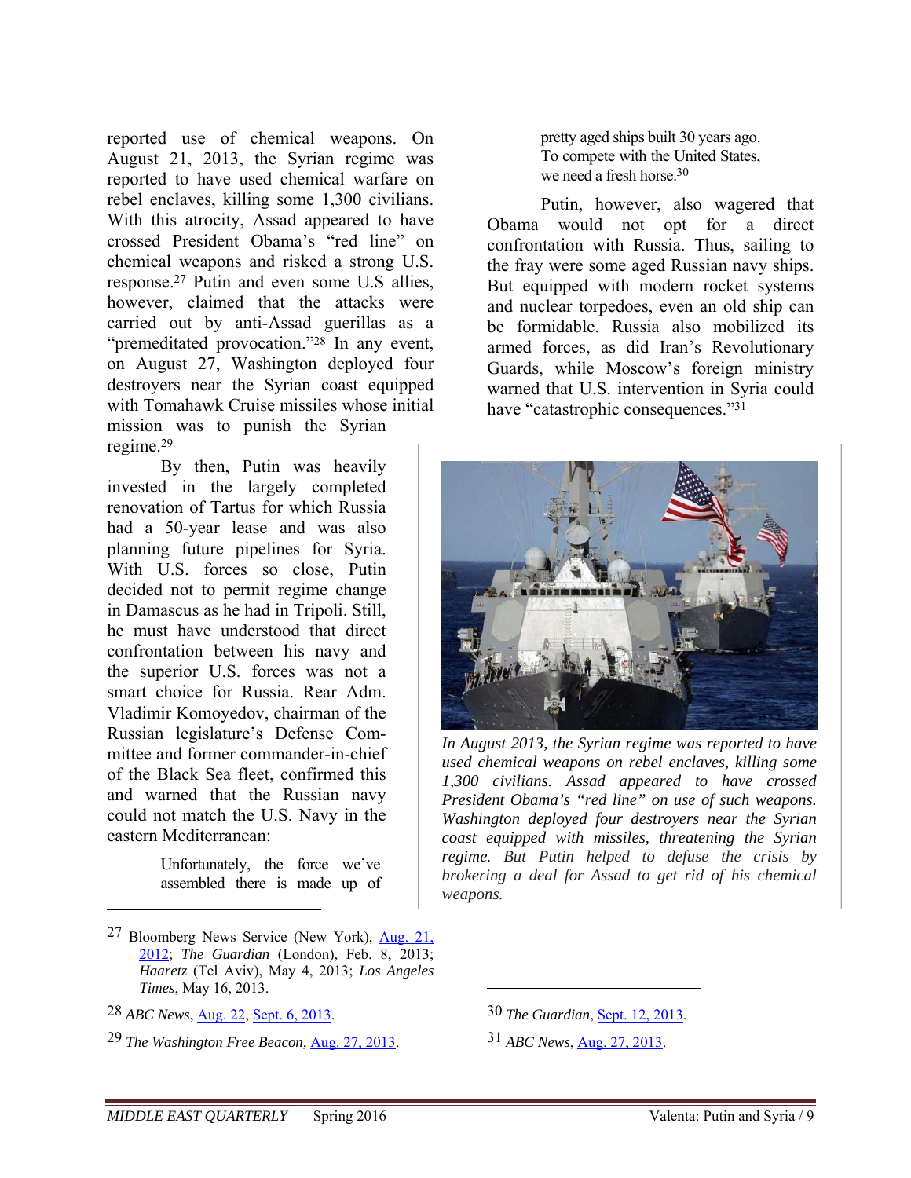reported use of chemical weapons. On August 21, 2013, the Syrian regime was reported to have used chemical warfare on rebel enclaves, killing some 1,300 civilians. With this atrocity, Assad appeared to have crossed President Obama's "red line" on chemical weapons and risked a strong U.S. response.[27] Putin and even some U.S allies, however, claimed that the attacks were carried out by anti-Assad guerillas as a "premeditated provocation."[28] In any event, on August 27, Washington deployed four destroyers near the Syrian coast equipped with Tomahawk Cruise missiles whose initial mission was to punish the Syrian regime.[29]

By then, Putin was heavily invested in the largely completed renovation of Tartus for which Russia had a 50-year lease and was also planning future pipelines for Syria. With U.S. forces so close, Putin decided not to permit regime change in Damascus as he had in Tripoli. Still, he must have understood that direct confrontation between his navy and the superior U.S. forces was not a smart choice for Russia. Rear Adm. Vladimir Komoyedov, chairman of the Russian legislature's Defense Committee and former commander-in-chief of the Black Sea fleet, confirmed this and warned that the Russian navy could not match the U.S. Navy in the eastern Mediterranean:

> Unfortunately, the force we've assembled there is made up of pretty aged ships built 30 years ago. To compete with the United States, we need a fresh horse.[30]

Putin, however, also wagered that Obama would not opt for a direct confrontation with Russia. Thus, sailing to the fray were some aged Russian navy ships. But equipped with modern rocket systems and nuclear torpedoes, even an old ship can be formidable. Russia also mobilized its armed forces, as did Iran's Revolutionary Guards, while Moscow's foreign ministry warned that U.S. intervention in Syria could have "catastrophic consequences."[31]

*In August 2013, the Syrian regime was reported to have used chemical weapons on rebel enclaves, killing some 1,300 civilians. Assad appeared to have crossed President Obama's "red line" on use of such weapons. Washington deployed four destroyers near the Syrian coast equipped with missiles, threatening the Syrian regime. But Putin helped to defuse the crisis by brokering a deal for Assad to get rid of his chemical weapons.*

---

[27] Bloomberg News Service (New York), Aug. 21, 2012; *The Guardian* (London), Feb. 8, 2013; *Haaretz* (Tel Aviv), May 4, 2013; *Los Angeles Times*, May 16, 2013.

[28] *ABC News*, Aug. 22, Sept. 6, 2013.

[29] *The Washington Free Beacon,* Aug. 27, 2013.

[30] *The Guardian*, Sept. 12, 2013.

[31] *ABC News*, Aug. 27, 2013.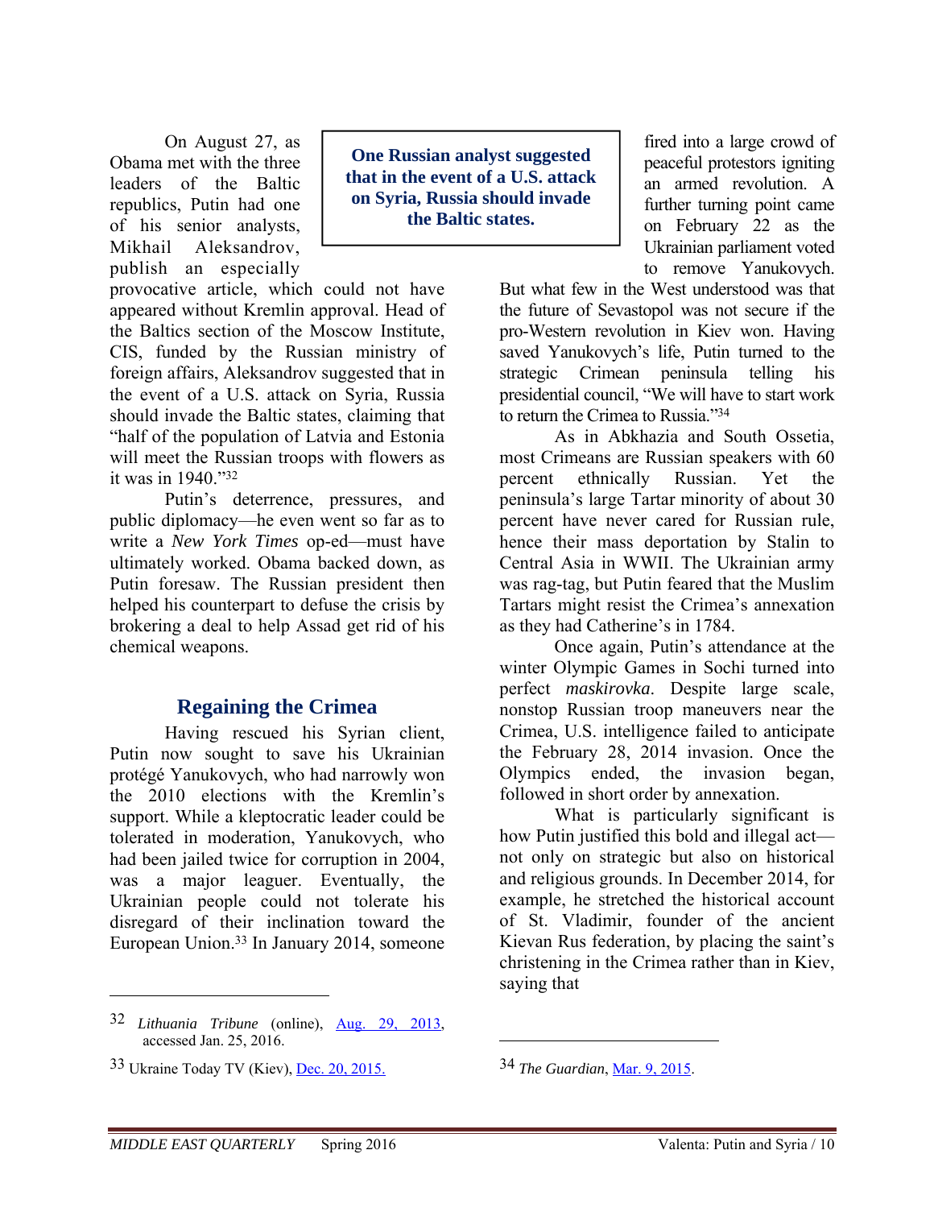On August 27, as Obama met with the three leaders of the Baltic republics, Putin had one of his senior analysts, Mikhail Aleksandrov, publish an especially provocative article, which could not have appeared without Kremlin approval. Head of the Baltics section of the Moscow Institute, CIS, funded by the Russian ministry of foreign affairs, Aleksandrov suggested that in the event of a U.S. attack on Syria, Russia should invade the Baltic states, claiming that "half of the population of Latvia and Estonia will meet the Russian troops with flowers as it was in 1940."[32]

**One Russian analyst suggested that in the event of a U.S. attack on Syria, Russia should invade the Baltic states.**

Putin's deterrence, pressures, and public diplomacy—he even went so far as to write a *New York Times* op-ed—must have ultimately worked. Obama backed down, as Putin foresaw. The Russian president then helped his counterpart to defuse the crisis by brokering a deal to help Assad get rid of his chemical weapons.

## Regaining the Crimea

Having rescued his Syrian client, Putin now sought to save his Ukrainian protégé Yanukovych, who had narrowly won the 2010 elections with the Kremlin's support. While a kleptocratic leader could be tolerated in moderation, Yanukovych, who had been jailed twice for corruption in 2004, was a major leaguer. Eventually, the Ukrainian people could not tolerate his disregard of their inclination toward the European Union.[33] In January 2014, someone fired into a large crowd of peaceful protestors igniting an armed revolution. A further turning point came on February 22 as the Ukrainian parliament voted to remove Yanukovych. But what few in the West understood was that the future of Sevastopol was not secure if the pro-Western revolution in Kiev won. Having saved Yanukovych's life, Putin turned to the strategic Crimean peninsula telling his presidential council, "We will have to start work to return the Crimea to Russia."[34]

As in Abkhazia and South Ossetia, most Crimeans are Russian speakers with 60 percent ethnically Russian. Yet the peninsula's large Tartar minority of about 30 percent have never cared for Russian rule, hence their mass deportation by Stalin to Central Asia in WWII. The Ukrainian army was rag-tag, but Putin feared that the Muslim Tartars might resist the Crimea's annexation as they had Catherine's in 1784.

Once again, Putin's attendance at the winter Olympic Games in Sochi turned into perfect *maskirovka*. Despite large scale, nonstop Russian troop maneuvers near the Crimea, U.S. intelligence failed to anticipate the February 28, 2014 invasion. Once the Olympics ended, the invasion began, followed in short order by annexation.

What is particularly significant is how Putin justified this bold and illegal act—not only on strategic but also on historical and religious grounds. In December 2014, for example, he stretched the historical account of St. Vladimir, founder of the ancient Kievan Rus federation, by placing the saint's christening in the Crimea rather than in Kiev, saying that

---

[32] *Lithuania Tribune* (online), Aug. 29, 2013, accessed Jan. 25, 2016.

[33] Ukraine Today TV (Kiev), Dec. 20, 2015.

[34] *The Guardian*, Mar. 9, 2015.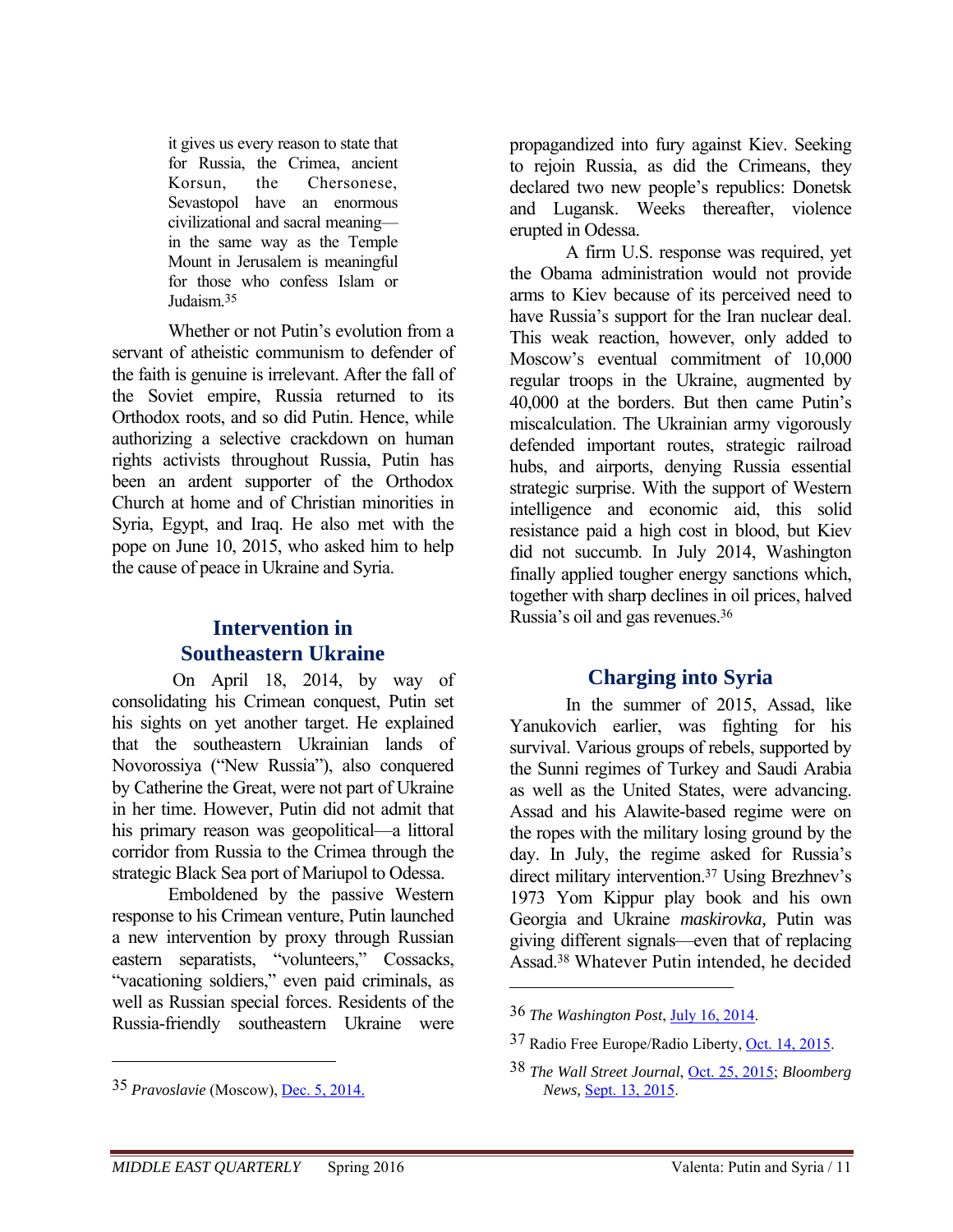> it gives us every reason to state that for Russia, the Crimea, ancient Korsun, the Chersonese, Sevastopol have an enormous civilizational and sacral meaning—in the same way as the Temple Mount in Jerusalem is meaningful for those who confess Islam or Judaism.[35]

Whether or not Putin's evolution from a servant of atheistic communism to defender of the faith is genuine is irrelevant. After the fall of the Soviet empire, Russia returned to its Orthodox roots, and so did Putin. Hence, while authorizing a selective crackdown on human rights activists throughout Russia, Putin has been an ardent supporter of the Orthodox Church at home and of Christian minorities in Syria, Egypt, and Iraq. He also met with the pope on June 10, 2015, who asked him to help the cause of peace in Ukraine and Syria.

## Intervention in Southeastern Ukraine

On April 18, 2014, by way of consolidating his Crimean conquest, Putin set his sights on yet another target. He explained that the southeastern Ukrainian lands of Novorossiya ("New Russia"), also conquered by Catherine the Great, were not part of Ukraine in her time. However, Putin did not admit that his primary reason was geopolitical—a littoral corridor from Russia to the Crimea through the strategic Black Sea port of Mariupol to Odessa.

Emboldened by the passive Western response to his Crimean venture, Putin launched a new intervention by proxy through Russian eastern separatists, "volunteers," Cossacks, "vacationing soldiers," even paid criminals, as well as Russian special forces. Residents of the Russia-friendly southeastern Ukraine were propagandized into fury against Kiev. Seeking to rejoin Russia, as did the Crimeans, they declared two new people's republics: Donetsk and Lugansk. Weeks thereafter, violence erupted in Odessa.

A firm U.S. response was required, yet the Obama administration would not provide arms to Kiev because of its perceived need to have Russia's support for the Iran nuclear deal. This weak reaction, however, only added to Moscow's eventual commitment of 10,000 regular troops in the Ukraine, augmented by 40,000 at the borders. But then came Putin's miscalculation. The Ukrainian army vigorously defended important routes, strategic railroad hubs, and airports, denying Russia essential strategic surprise. With the support of Western intelligence and economic aid, this solid resistance paid a high cost in blood, but Kiev did not succumb. In July 2014, Washington finally applied tougher energy sanctions which, together with sharp declines in oil prices, halved Russia's oil and gas revenues.[36]

## Charging into Syria

In the summer of 2015, Assad, like Yanukovich earlier, was fighting for his survival. Various groups of rebels, supported by the Sunni regimes of Turkey and Saudi Arabia as well as the United States, were advancing. Assad and his Alawite-based regime were on the ropes with the military losing ground by the day. In July, the regime asked for Russia's direct military intervention.[37] Using Brezhnev's 1973 Yom Kippur play book and his own Georgia and Ukraine *maskirovka,* Putin was giving different signals—even that of replacing Assad.[38] Whatever Putin intended, he decided

---

[35] *Pravoslavie* (Moscow), Dec. 5, 2014.

[36] *The Washington Post*, July 16, 2014.

[37] Radio Free Europe/Radio Liberty, Oct. 14, 2015.

[38] *The Wall Street Journal*, Oct. 25, 2015; *Bloomberg News,* Sept. 13, 2015.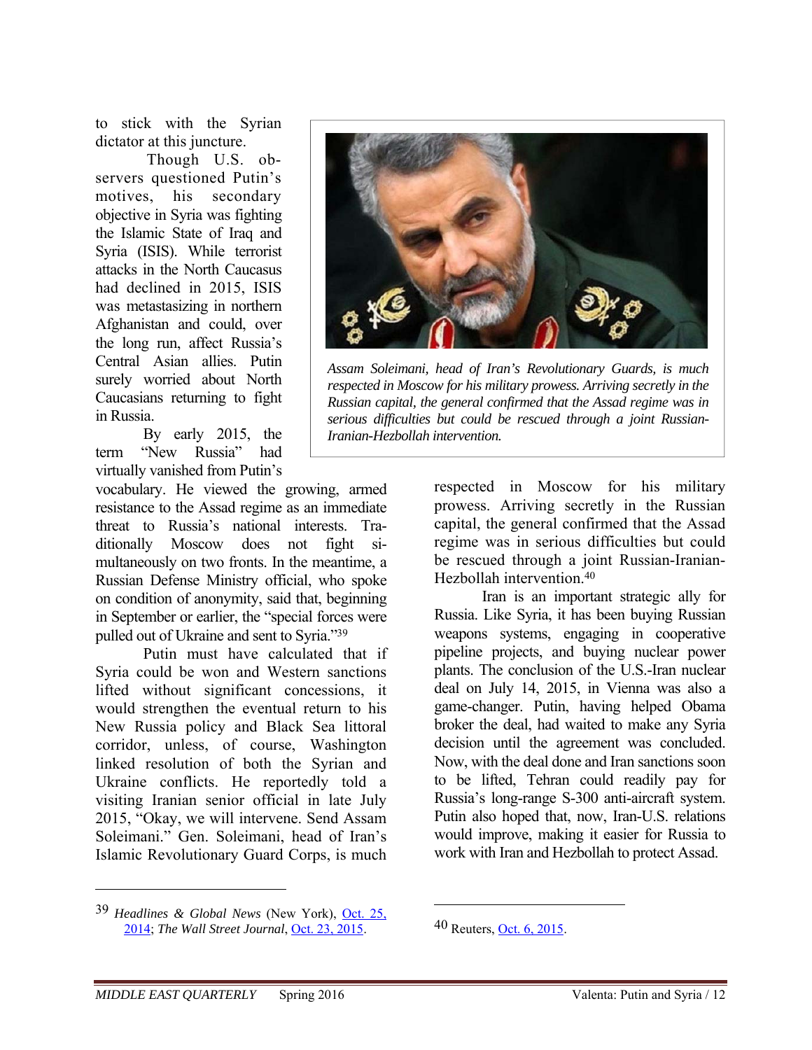to stick with the Syrian dictator at this juncture.

Though U.S. observers questioned Putin's motives, his secondary objective in Syria was fighting the Islamic State of Iraq and Syria (ISIS). While terrorist attacks in the North Caucasus had declined in 2015, ISIS was metastasizing in northern Afghanistan and could, over the long run, affect Russia's Central Asian allies. Putin surely worried about North Caucasians returning to fight in Russia.

By early 2015, the term "New Russia" had virtually vanished from Putin's vocabulary. He viewed the growing, armed resistance to the Assad regime as an immediate threat to Russia's national interests. Traditionally Moscow does not fight simultaneously on two fronts. In the meantime, a Russian Defense Ministry official, who spoke on condition of anonymity, said that, beginning in September or earlier, the "special forces were pulled out of Ukraine and sent to Syria."[39]

Putin must have calculated that if Syria could be won and Western sanctions lifted without significant concessions, it would strengthen the eventual return to his New Russia policy and Black Sea littoral corridor, unless, of course, Washington linked resolution of both the Syrian and Ukraine conflicts. He reportedly told a visiting Iranian senior official in late July 2015, "Okay, we will intervene. Send Assam Soleimani." Gen. Soleimani, head of Iran's Islamic Revolutionary Guard Corps, is much respected in Moscow for his military prowess. Arriving secretly in the Russian capital, the general confirmed that the Assad regime was in serious difficulties but could be rescued through a joint Russian-Iranian-Hezbollah intervention.[40]

*Assam Soleimani, head of Iran's Revolutionary Guards, is much respected in Moscow for his military prowess. Arriving secretly in the Russian capital, the general confirmed that the Assad regime was in serious difficulties but could be rescued through a joint Russian-Iranian-Hezbollah intervention.*

Iran is an important strategic ally for Russia. Like Syria, it has been buying Russian weapons systems, engaging in cooperative pipeline projects, and buying nuclear power plants. The conclusion of the U.S.-Iran nuclear deal on July 14, 2015, in Vienna was also a game-changer. Putin, having helped Obama broker the deal, had waited to make any Syria decision until the agreement was concluded. Now, with the deal done and Iran sanctions soon to be lifted, Tehran could readily pay for Russia's long-range S-300 anti-aircraft system. Putin also hoped that, now, Iran-U.S. relations would improve, making it easier for Russia to work with Iran and Hezbollah to protect Assad.

---

39 *Headlines & Global News* (New York), Oct. 25, 2014; *The Wall Street Journal*, Oct. 23, 2015.

40 Reuters, Oct. 6, 2015.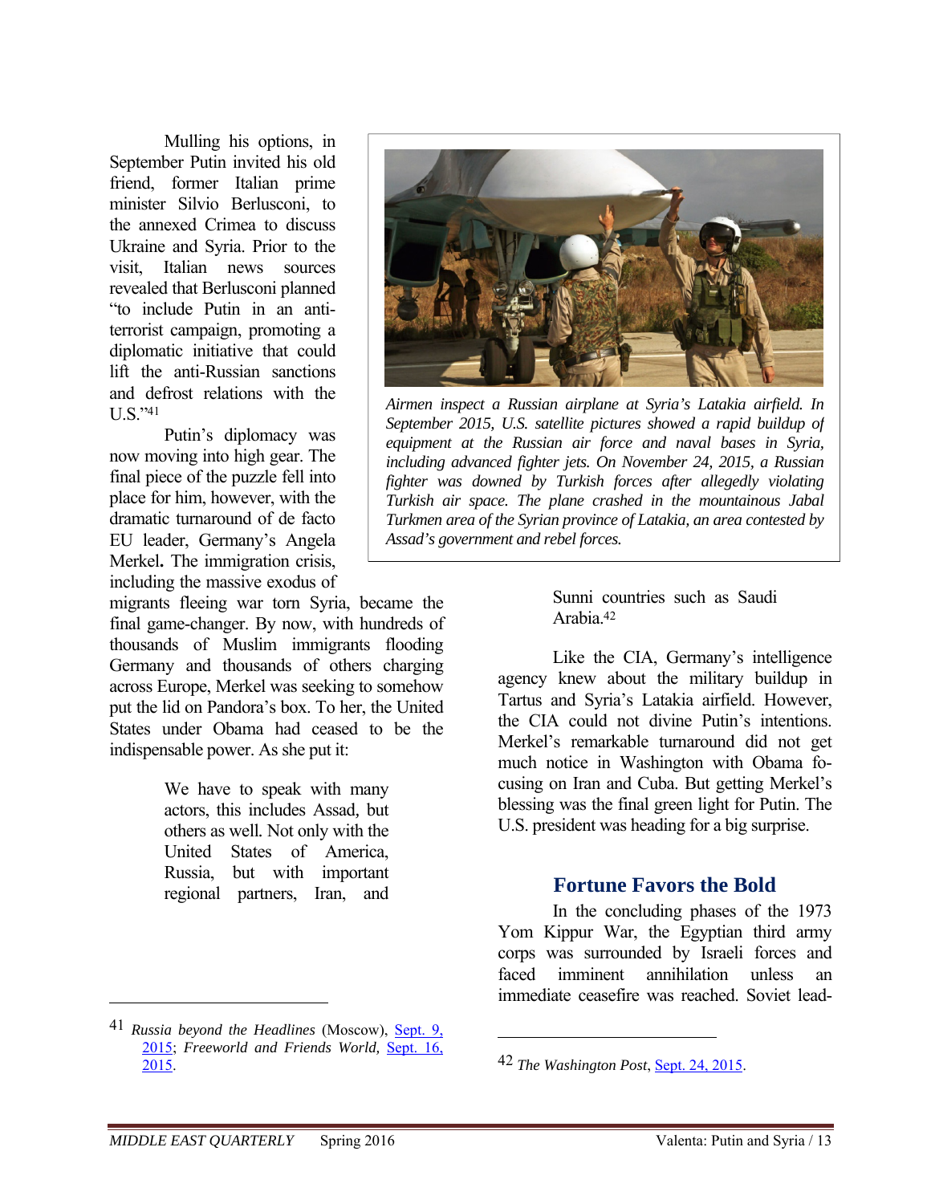Mulling his options, in September Putin invited his old friend, former Italian prime minister Silvio Berlusconi, to the annexed Crimea to discuss Ukraine and Syria. Prior to the visit, Italian news sources revealed that Berlusconi planned "to include Putin in an anti-terrorist campaign, promoting a diplomatic initiative that could lift the anti-Russian sanctions and defrost relations with the U.S."[41]

Putin's diplomacy was now moving into high gear. The final piece of the puzzle fell into place for him, however, with the dramatic turnaround of de facto EU leader, Germany's Angela Merkel**.** The immigration crisis, including the massive exodus of migrants fleeing war torn Syria, became the final game-changer. By now, with hundreds of thousands of Muslim immigrants flooding Germany and thousands of others charging across Europe, Merkel was seeking to somehow put the lid on Pandora's box. To her, the United States under Obama had ceased to be the indispensable power. As she put it:

> We have to speak with many actors, this includes Assad, but others as well. Not only with the United States of America, Russia, but with important regional partners, Iran, and Sunni countries such as Saudi Arabia.[42]

*Airmen inspect a Russian airplane at Syria's Latakia airfield. In September 2015, U.S. satellite pictures showed a rapid buildup of equipment at the Russian air force and naval bases in Syria, including advanced fighter jets. On November 24, 2015, a Russian fighter was downed by Turkish forces after allegedly violating Turkish air space. The plane crashed in the mountainous Jabal Turkmen area of the Syrian province of Latakia, an area contested by Assad's government and rebel forces.*

Like the CIA, Germany's intelligence agency knew about the military buildup in Tartus and Syria's Latakia airfield. However, the CIA could not divine Putin's intentions. Merkel's remarkable turnaround did not get much notice in Washington with Obama focusing on Iran and Cuba. But getting Merkel's blessing was the final green light for Putin. The U.S. president was heading for a big surprise.

## Fortune Favors the Bold

In the concluding phases of the 1973 Yom Kippur War, the Egyptian third army corps was surrounded by Israeli forces and faced imminent annihilation unless an immediate ceasefire was reached. Soviet lead-

---

41 *Russia beyond the Headlines* (Moscow), Sept. 9, 2015; *Freeworld and Friends World,* Sept. 16, 2015.

42 *The Washington Post*, Sept. 24, 2015.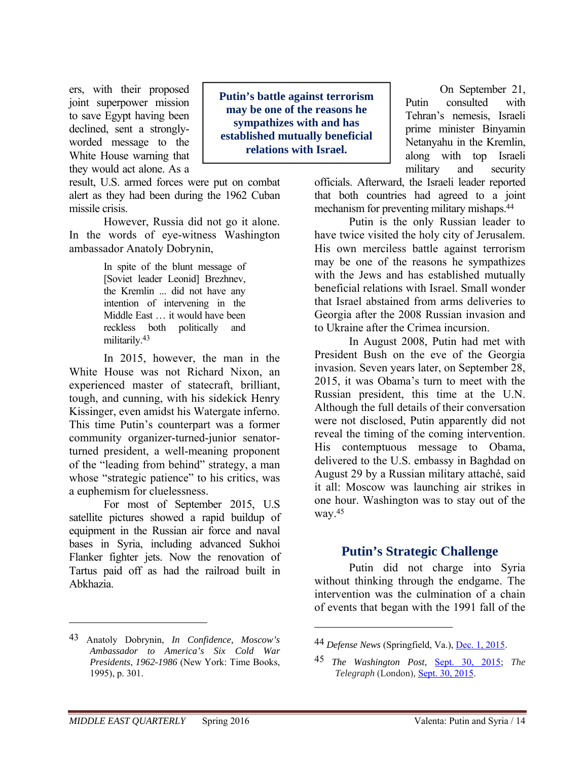ers, with their proposed joint superpower mission to save Egypt having been declined, sent a strongly-worded message to the White House warning that they would act alone. As a result, U.S. armed forces were put on combat alert as they had been during the 1962 Cuban missile crisis.

However, Russia did not go it alone. In the words of eye-witness Washington ambassador Anatoly Dobrynin,

> In spite of the blunt message of [Soviet leader Leonid] Brezhnev, the Kremlin ... did not have any intention of intervening in the Middle East … it would have been reckless both politically and militarily.[43]

In 2015, however, the man in the White House was not Richard Nixon, an experienced master of statecraft, brilliant, tough, and cunning, with his sidekick Henry Kissinger, even amidst his Watergate inferno. This time Putin's counterpart was a former community organizer-turned-junior senator-turned president, a well-meaning proponent of the "leading from behind" strategy, a man whose "strategic patience" to his critics, was a euphemism for cluelessness.

For most of September 2015, U.S satellite pictures showed a rapid buildup of equipment in the Russian air force and naval bases in Syria, including advanced Sukhoi Flanker fighter jets. Now the renovation of Tartus paid off as had the railroad built in Abkhazia.

**Putin's battle against terrorism may be one of the reasons he sympathizes with and has established mutually beneficial relations with Israel.**

On September 21, Putin consulted with Tehran's nemesis, Israeli prime minister Binyamin Netanyahu in the Kremlin, along with top Israeli military and security officials. Afterward, the Israeli leader reported that both countries had agreed to a joint mechanism for preventing military mishaps.[44]

Putin is the only Russian leader to have twice visited the holy city of Jerusalem. His own merciless battle against terrorism may be one of the reasons he sympathizes with the Jews and has established mutually beneficial relations with Israel. Small wonder that Israel abstained from arms deliveries to Georgia after the 2008 Russian invasion and to Ukraine after the Crimea incursion.

In August 2008, Putin had met with President Bush on the eve of the Georgia invasion. Seven years later, on September 28, 2015, it was Obama's turn to meet with the Russian president, this time at the U.N. Although the full details of their conversation were not disclosed, Putin apparently did not reveal the timing of the coming intervention. His contemptuous message to Obama, delivered to the U.S. embassy in Baghdad on August 29 by a Russian military attaché, said it all: Moscow was launching air strikes in one hour. Washington was to stay out of the way.[45]

## Putin's Strategic Challenge

Putin did not charge into Syria without thinking through the endgame. The intervention was the culmination of a chain of events that began with the 1991 fall of the

---

43 Anatoly Dobrynin, *In Confidence, Moscow's Ambassador to America's Six Cold War Presidents*, *1962-1986* (New York: Time Books, 1995), p. 301.

44 *Defense News* (Springfield, Va.), Dec. 1, 2015.

45 *The Washington Post*, Sept. 30, 2015; *The Telegraph* (London), Sept. 30, 2015.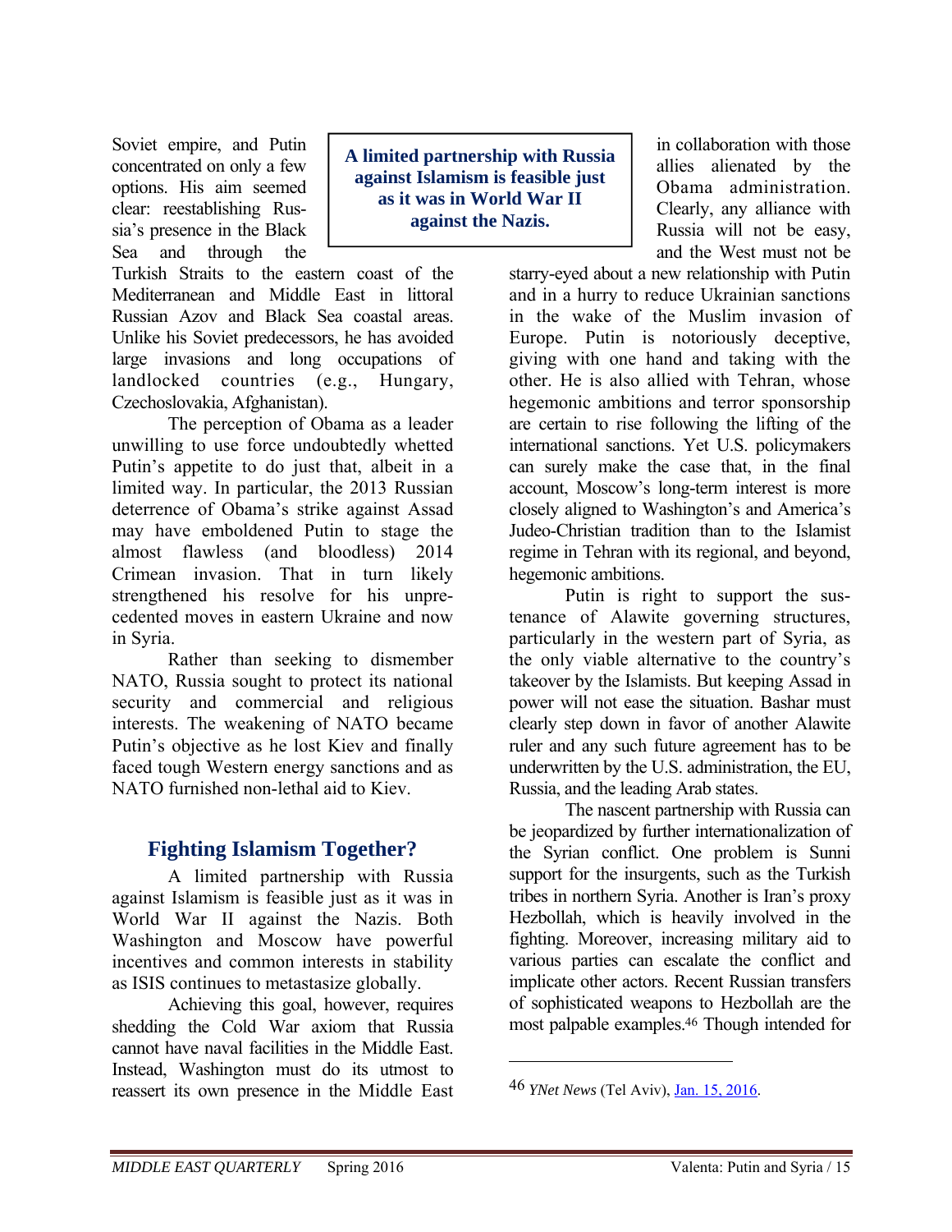Soviet empire, and Putin concentrated on only a few options. His aim seemed clear: reestablishing Russia's presence in the Black Sea and through the Turkish Straits to the eastern coast of the Mediterranean and Middle East in littoral Russian Azov and Black Sea coastal areas. Unlike his Soviet predecessors, he has avoided large invasions and long occupations of landlocked countries (e.g., Hungary, Czechoslovakia, Afghanistan).

The perception of Obama as a leader unwilling to use force undoubtedly whetted Putin's appetite to do just that, albeit in a limited way. In particular, the 2013 Russian deterrence of Obama's strike against Assad may have emboldened Putin to stage the almost flawless (and bloodless) 2014 Crimean invasion. That in turn likely strengthened his resolve for his unprecedented moves in eastern Ukraine and now in Syria.

Rather than seeking to dismember NATO, Russia sought to protect its national security and commercial and religious interests. The weakening of NATO became Putin's objective as he lost Kiev and finally faced tough Western energy sanctions and as NATO furnished non-lethal aid to Kiev.

## Fighting Islamism Together?

A limited partnership with Russia against Islamism is feasible just as it was in World War II against the Nazis. Both Washington and Moscow have powerful incentives and common interests in stability as ISIS continues to metastasize globally.

Achieving this goal, however, requires shedding the Cold War axiom that Russia cannot have naval facilities in the Middle East. Instead, Washington must do its utmost to reassert its own presence in the Middle East in collaboration with those allies alienated by the Obama administration. Clearly, any alliance with Russia will not be easy, and the West must not be starry-eyed about a new relationship with Putin and in a hurry to reduce Ukrainian sanctions in the wake of the Muslim invasion of Europe. Putin is notoriously deceptive, giving with one hand and taking with the other. He is also allied with Tehran, whose hegemonic ambitions and terror sponsorship are certain to rise following the lifting of the international sanctions. Yet U.S. policymakers can surely make the case that, in the final account, Moscow's long-term interest is more closely aligned to Washington's and America's Judeo-Christian tradition than to the Islamist regime in Tehran with its regional, and beyond, hegemonic ambitions.

**A limited partnership with Russia against Islamism is feasible just as it was in World War II against the Nazis.**

Putin is right to support the sustenance of Alawite governing structures, particularly in the western part of Syria, as the only viable alternative to the country's takeover by the Islamists. But keeping Assad in power will not ease the situation. Bashar must clearly step down in favor of another Alawite ruler and any such future agreement has to be underwritten by the U.S. administration, the EU, Russia, and the leading Arab states.

The nascent partnership with Russia can be jeopardized by further internationalization of the Syrian conflict. One problem is Sunni support for the insurgents, such as the Turkish tribes in northern Syria. Another is Iran's proxy Hezbollah, which is heavily involved in the fighting. Moreover, increasing military aid to various parties can escalate the conflict and implicate other actors. Recent Russian transfers of sophisticated weapons to Hezbollah are the most palpable examples.[46] Though intended for

---

46 *YNet News* (Tel Aviv), Jan. 15, 2016.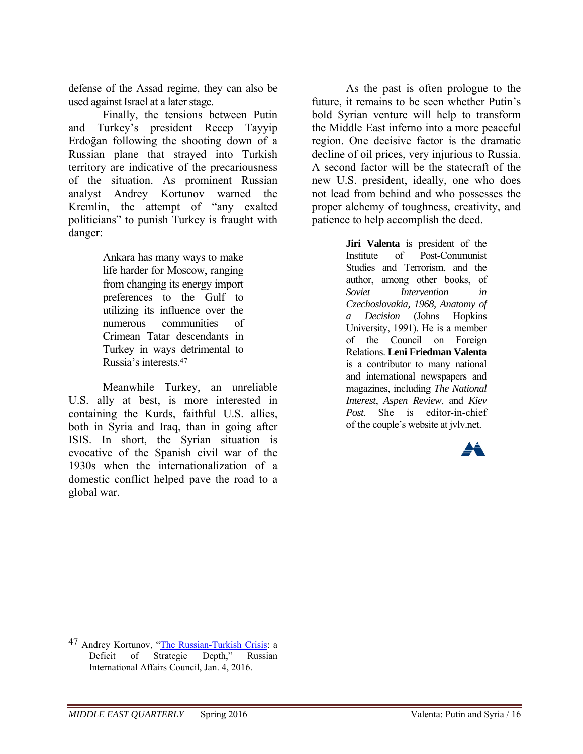defense of the Assad regime, they can also be used against Israel at a later stage.

Finally, the tensions between Putin and Turkey's president Recep Tayyip Erdoğan following the shooting down of a Russian plane that strayed into Turkish territory are indicative of the precariousness of the situation. As prominent Russian analyst Andrey Kortunov warned the Kremlin, the attempt of "any exalted politicians" to punish Turkey is fraught with danger:

> Ankara has many ways to make life harder for Moscow, ranging from changing its energy import preferences to the Gulf to utilizing its influence over the numerous communities of Crimean Tatar descendants in Turkey in ways detrimental to Russia's interests.[47]

Meanwhile Turkey, an unreliable U.S. ally at best, is more interested in containing the Kurds, faithful U.S. allies, both in Syria and Iraq, than in going after ISIS. In short, the Syrian situation is evocative of the Spanish civil war of the 1930s when the internationalization of a domestic conflict helped pave the road to a global war.

As the past is often prologue to the future, it remains to be seen whether Putin's bold Syrian venture will help to transform the Middle East inferno into a more peaceful region. One decisive factor is the dramatic decline of oil prices, very injurious to Russia. A second factor will be the statecraft of the new U.S. president, ideally, one who does not lead from behind and who possesses the proper alchemy of toughness, creativity, and patience to help accomplish the deed.

**Jiri Valenta** is president of the Institute of Post-Communist Studies and Terrorism, and the author, among other books, of *Soviet Intervention in Czechoslovakia, 1968, Anatomy of a Decision* (Johns Hopkins University, 1991). He is a member of the Council on Foreign Relations. **Leni Friedman Valenta** is a contributor to many national and international newspapers and magazines, including *The National Interest*, *Aspen Review*, and *Kiev Post*. She is editor-in-chief of the couple's website at jvlv.net.

---

47 Andrey Kortunov, "The Russian-Turkish Crisis: a Deficit of Strategic Depth," Russian International Affairs Council, Jan. 4, 2016.